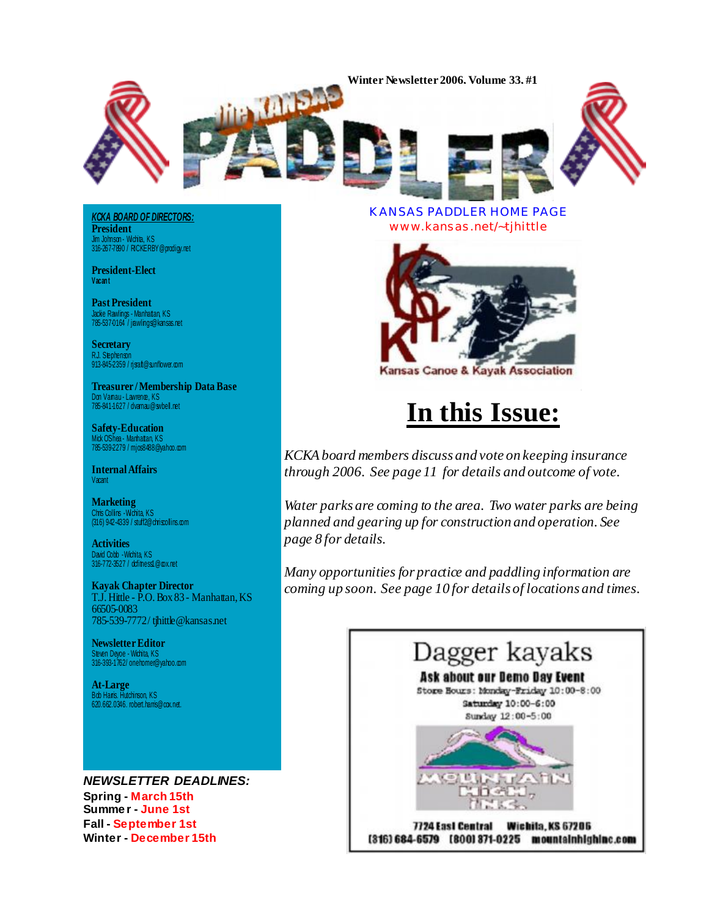Winter Newsletter 2006. Volume 33. #1

# the KANSAS PADDLER

**KCKA BOARD OF DIRECTORS:**

**President**
Jim Johnson - Wichita, KS
316-267-7890 / RICKERBY@prodigy.net

**President-Elect**
Vacant

**Past President**
Jackie Rawlings - Manhattan, KS
785-537-0164 / jrawlings@kansas.net

**Secretary**
R.J. Stephenson
913-845-2359 / rjsraft@sunflower.com

**Treasurer / Membership Data Base**
Don Varnau - Lawrence, KS
785-841-1627 / dvarnau@swbell.net

**Safety-Education**
Mick OShea - Manhattan, KS
785-539-2279 / mjos8488@yahoo.com

**Internal Affairs**
Vacant

**Marketing**
Chris Collins - Wichita, KS
(316) 942-4339 / stuff2@chriscollins.com

**Activities**
David Cobb - Wichita, KS
316-772-3527 / dcfitness1@cox.net

**Kayak Chapter Director**
T.J. Hittle - P.O. Box 83 - Manhattan, KS
66505-0083
785-539-7772 / tjhittle@kansas.net

**Newsletter Editor**
Steven Deyoe - Wichita, KS
316-393-1762 / onehomer@yahoo.com

**At-Large**
Bob Harris. Hutchinson, KS
620.662.0346. robert.harris@cox.net.

***NEWSLETTER DEADLINES:***

**Spring - March 15th**
**Summer - June 1st**
**Fall - September 1st**
**Winter - December 15th**

KANSAS PADDLER HOME PAGE
www.kansas.net/~tjhittle

Kansas Canoe & Kayak Association

# In this Issue:

*KCKA board members discuss and vote on keeping insurance through 2006. See page 11 for details and outcome of vote.*

*Water parks are coming to the area. Two water parks are being planned and gearing up for construction and operation. See page 8 for details.*

*Many opportunities for practice and paddling information are coming up soon. See page 10 for details of locations and times.*

Dagger kayaks
**Ask about our Demo Day Event**
Store Hours: Monday-Friday 10:00-8:00
Saturday 10:00-6:00
Sunday 12:00-5:00

MOUNTAIN HIGH, INC.

7724 East Central Wichita, KS 67206
(316) 684-6579 (800) 871-0225 mountainhighinc.com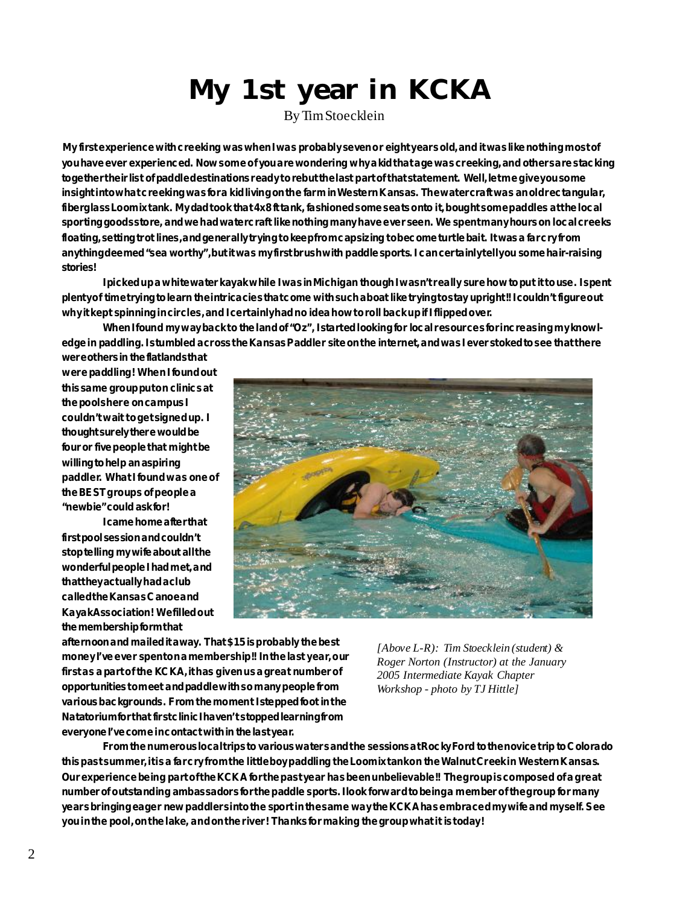# My 1st year in KCKA

By Tim Stoecklein

My first experience with creeking was when I was probably seven or eight years old, and it was like nothing most of you have ever experienced. Now some of you are wondering why a kid that age was creeking, and others are stacking together their list of paddle destinations ready to rebut the last part of that statement. Well, let me give you some insight into what creeking was for a kid living on the farm in Western Kansas. The watercraft was an old rectangular, fiberglass Loomix tank. My dad took that 4x8 ft tank, fashioned some seats onto it, bought some paddles at the local sporting goods store, and we had watercraft like nothing many have ever seen. We spent many hours on local creeks floating, setting trot lines, and generally trying to keep from capsizing to become turtle bait. It was a far cry from anything deemed "sea worthy", but it was my first brush with paddle sports. I can certainly tell you some hair-raising stories!

I picked up a whitewater kayak while I was in Michigan though I wasn't really sure how to put it to use. I spent plenty of time trying to learn the intricacies that come with such a boat like trying to stay upright!! I couldn't figure out why it kept spinning in circles, and I certainly had no idea how to roll back up if I flipped over.

When I found my way back to the land of "Oz", I started looking for local resources for increasing my knowledge in paddling. I stumbled across the Kansas Paddler site on the internet, and was I ever stoked to see that there were others in the flatlands that were paddling! When I found out this same group put on clinics at the pools here on campus I couldn't wait to get signed up. I thought surely there would be four or five people that might be willing to help an aspiring paddler. What I found was one of the BEST groups of people a "newbie" could ask for!

I came home after that first pool session and couldn't stop telling my wife about all the wonderful people I had met, and that they actually had a club called the Kansas Canoe and Kayak Association! We filled out the membership form that afternoon and mailed it away. That $15 is probably the best money I've ever spent on a membership!! In the last year, our first as a part of the KCKA, it has given us a great number of opportunities to meet and paddle with so many people from various backgrounds. From the moment I stepped foot in the Natatorium for that first clinic I haven't stopped learning from everyone I've come in contact with in the last year.

*[Above L-R): Tim Stoecklein (student) & Roger Norton (Instructor) at the January 2005 Intermediate Kayak Chapter Workshop - photo by TJ Hittle]*

From the numerous local trips to various waters and the sessions at Rocky Ford to the novice trip to Colorado this past summer, it is a far cry from the little boy paddling the Loomix tank on the Walnut Creek in Western Kansas. Our experience being part of the KCKA for the past year has been unbelievable!! The group is composed of a great number of outstanding ambassadors for the paddle sports. I look forward to being a member of the group for many years bringing eager new paddlers into the sport in the same way the KCKA has embraced my wife and myself. See you in the pool, on the lake, and on the river! Thanks for making the group what it is today!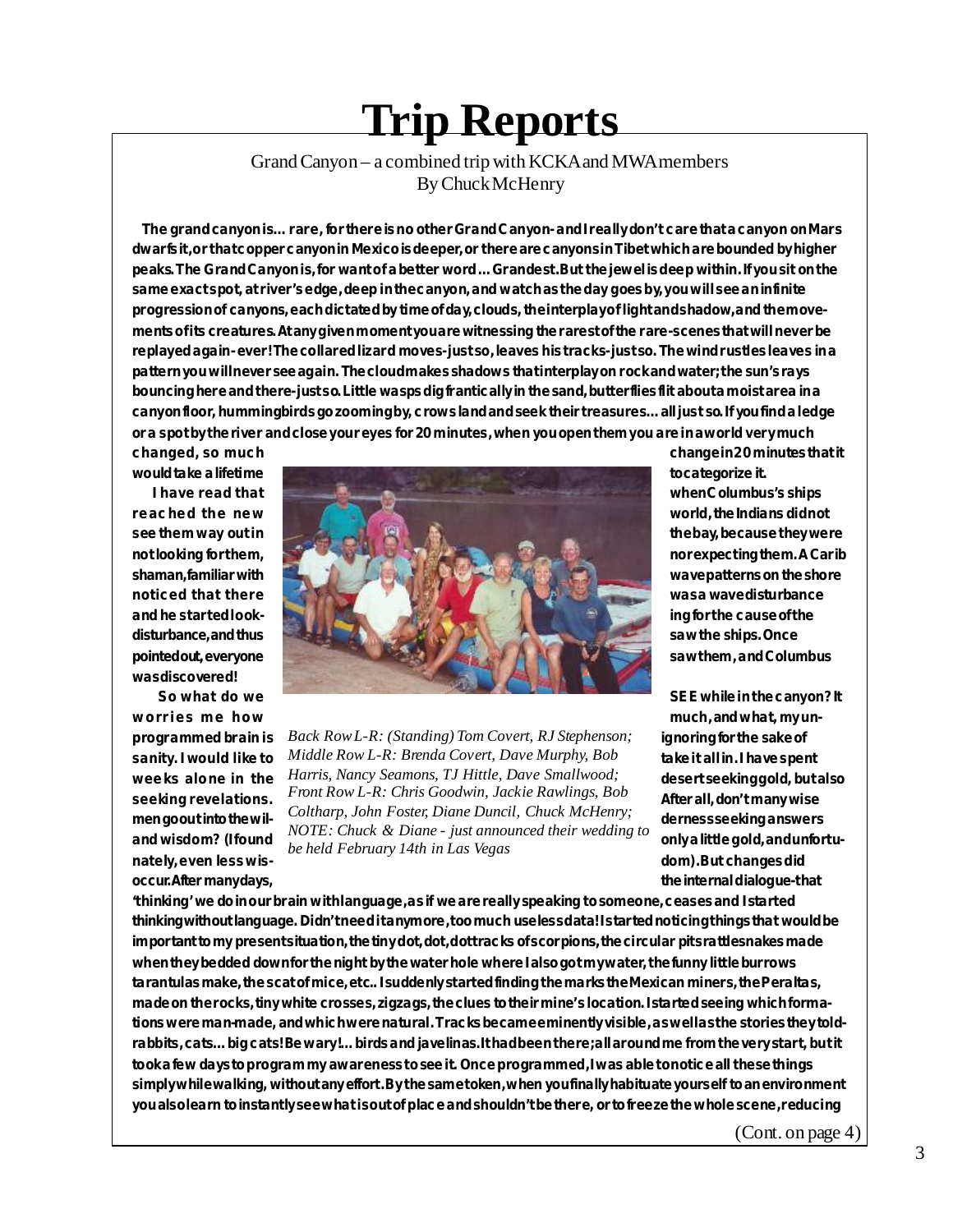# Trip Reports

Grand Canyon – a combined trip with KCKA and MWA members
By Chuck McHenry

**The grand canyon is… rare, for there is no other Grand Canyon- and I really don't care that a canyon on Mars dwarfs it, or that copper canyon in Mexico is deeper, or there are canyons in Tibet which are bounded by higher peaks. The Grand Canyon is, for want of a better word… Grandest. But the jewel is deep within. If you sit on the same exact spot, at river's edge, deep in the canyon, and watch as the day goes by, you will see an infinite progression of canyons, each dictated by time of day, clouds, the interplay of light and shadow, and the movements of its creatures. At any given moment you are witnessing the rarest of the rare-scenes that will never be replayed again- ever! The collared lizard moves-just so, leaves his tracks-just so. The wind rustles leaves in a pattern you will never see again. The cloud makes shadows that interplay on rock and water; the sun's rays bouncing here and there-just so. Little wasps dig frantically in the sand, butterflies flit about a moist area in a canyon floor, hummingbirds go zooming by, crows land and seek their treasures… all just so. If you find a ledge or a spot by the river and close your eyes for 20 minutes, when you open them you are in a world very much changed, so much change in 20 minutes that it would take a lifetime to categorize it.**

**I have read that when Columbus's ships reached the new world, the Indians did not see them way out in the bay, because they were not looking for them, nor expecting them. A Carib shaman, familiar with wave patterns on the shore noticed that there was a wave disturbance and he started looking for the cause of the disturbance, and thus saw the ships. Once pointed out, everyone saw them, and Columbus was discovered!**

**So what do we SEE while in the canyon? It worries me how much, and what, my unprogrammed brain is ignoring for the sake of sanity. I would like to take it all in. I have spent weeks alone in the desert seeking gold, but also seeking revelations. After all, don't many wise men go out into the wilderness seeking answers and wisdom? (I found only a little gold, and unfortunately, even less wisdom). But changes did occur. After many days, the internal dialogue-that 'thinking' we do in our brain with language, as if we are really speaking to someone, ceases and I started thinking without language. Didn't need it anymore, too much useless data! I started noticing things that would be important to my present situation, the tiny dot, dot, dot tracks of scorpions, the circular pits rattlesnakes made when they bedded down for the night by the water hole where I also got my water, the funny little burrows tarantulas make, the scat of mice, etc.. I suddenly started finding the marks the Mexican miners, the Peraltas, made on the rocks, tiny white crosses, zigzags, the clues to their mine's location. I started seeing which formations were man-made, and which were natural. Tracks became eminently visible, as well as the stories they told- rabbits, cats… big cats! Be wary!… birds and javelinas. It had been there; all around me from the very start, but it took a few days to program my awareness to see it. Once programmed, I was able to notice all these things simply while walking, without any effort. By the same token, when you finally habituate yourself to an environment you also learn to instantly see what is out of place and shouldn't be there, or to freeze the whole scene, reducing**

*Back Row L-R: (Standing) Tom Covert, RJ Stephenson; Middle Row L-R: Brenda Covert, Dave Murphy, Bob Harris, Nancy Seamons, TJ Hittle, Dave Smallwood; Front Row L-R: Chris Goodwin, Jackie Rawlings, Bob Coltharp, John Foster, Diane Duncil, Chuck McHenry; NOTE: Chuck & Diane - just announced their wedding to be held February 14th in Las Vegas*

(Cont. on page 4)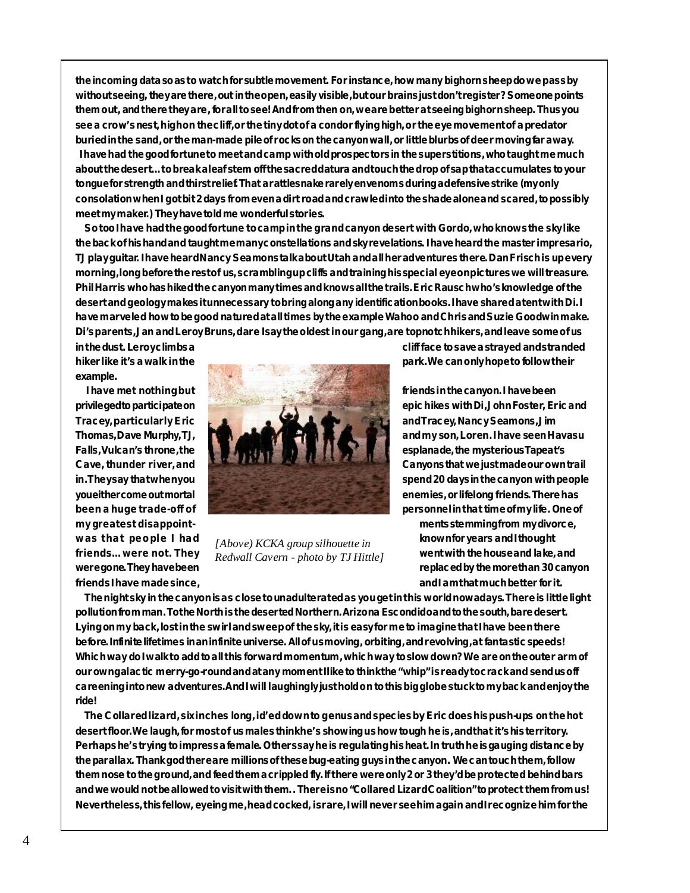the incoming data so as to watch for subtle movement. For instance, how many bighorn sheep do we pass by without seeing, they are there, out in the open, easily visible, but our brains just don't register? Someone points them out, and there they are, for all to see! And from then on, we are better at seeing bighorn sheep. Thus you see a crow's nest, high on the cliff, or the tiny dot of a condor flying high, or the eye movement of a predator buried in the sand, or the man-made pile of rocks on the canyon wall, or little blurbs of deer moving far away.

I have had the good fortune to meet and camp with old prospectors in the superstitions, who taught me much about the desert… to break a leaf stem off the sacred datura and touch the drop of sap that accumulates to your tongue for strength and thirst relief. That a rattlesnake rarely envenoms during a defensive strike (my only consolation when I got bit 2 days from even a dirt road and crawled into the shade alone and scared, to possibly meet my maker.) They have told me wonderful stories.

So too I have had the good fortune to camp in the grand canyon desert with Gordo, who knows the sky like the back of his hand and taught me many constellations and sky revelations. I have heard the master impresario, TJ play guitar. I have heard Nancy Seamons talk about Utah and all her adventures there. Dan Frisch is up every morning, long before the rest of us, scrambling up cliffs and training his special eye on pictures we will treasure. Phil Harris who has hiked the canyon many times and knows all the trails. Eric Rausch who's knowledge of the desert and geology makes it unnecessary to bring along any identification books. I have shared a tent with Di. I have marveled how to be good natured at all times by the example Wahoo and Chris and Suzie Goodwin make. Di's parents, Jan and Leroy Bruns, dare I say the oldest in our gang, are topnotch hikers, and leave some of us in the dust. Leroy climbs a cliff face to save a strayed and stranded hiker like it's a walk in the park. We can only hope to follow their example.

I have met nothing but friends in the canyon. I have been privileged to participate on epic hikes with Di, John Foster, Eric and Tracey, particularly Eric and Tracey, Nancy Seamons, Jim Thomas, Dave Murphy, TJ, and my son, Loren. I have seen Havasu Falls, Vulcan's throne, the esplanade, the mysterious Tapeat's Cave, thunder river, and Canyons that we just made our own trail in. They say that when you spend 20 days in the canyon with people you either come out mortal enemies, or lifelong friends. There has been a huge trade-off of personnel in that time of my life. One of my greatest disappointments stemming from my divorce, was that people I had known for years and I thought friends… were not. They went with the house and lake, and were gone. They have been replaced by the more than 30 canyon friends I have made since, and I am that much better for it.

*[Above) KCKA group silhouette in Redwall Cavern - photo by TJ Hittle]*

The night sky in the canyon is as close to unadulterated as you get in this world nowadays. There is little light pollution from man. To the North is the deserted Northern Arizona Escondido and to the south, bare desert. Lying on my back, lost in the swirl and sweep of the sky, it is easy for me to imagine that I have been there before. Infinite lifetimes in an infinite universe. All of us moving, orbiting, and revolving, at fantastic speeds! Which way do I walk to add to all this forward momentum, which way to slow down? We are on the outer arm of our own galactic merry-go-round and at any moment I like to think the "whip" is ready to crack and send us off careening into new adventures. And I will laughingly just hold on to this big globe stuck to my back and enjoy the ride!

The Collared lizard, six inches long, id'ed down to genus and species by Eric does his push-ups on the hot desert floor. We laugh, for most of us males think he's showing us how tough he is, and that it's his territory. Perhaps he's trying to impress a female. Others say he is regulating his heat. In truth he is gauging distance by the parallax. Thank god there are millions of these bug-eating guys in the canyon. We can touch them, follow them nose to the ground, and feed them a crippled fly. If there were only 2 or 3 they'd be protected behind bars and we would not be allowed to visit with them.. There is no "Collared Lizard Coalition" to protect them from us! Nevertheless, this fellow, eyeing me, head cocked, is rare, I will never see him again and I recognize him for the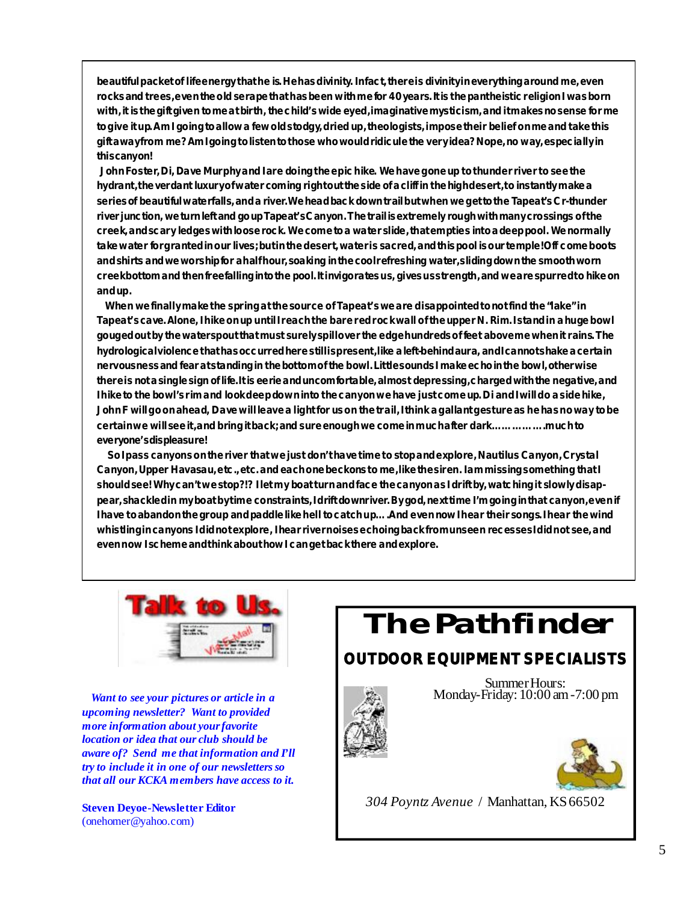beautiful packet of life energy that he is. He has divinity. In fact, there is divinity in everything around me, even rocks and trees, even the old serape that has been with me for 40 years. It is the pantheistic religion I was born with, it is the gift given to me at birth, the child's wide eyed, imaginative mysticism, and it makes no sense for me to give it up. Am I going to allow a few old stodgy, dried up, theologists, impose their belief on me and take this gift away from me? Am I going to listen to those who would ridicule the very idea? Nope, no way, especially in this canyon!

John Foster, Di, Dave Murphy and I are doing the epic hike. We have gone up to thunder river to see the hydrant, the verdant luxury of water coming right out the side of a cliff in the high desert, to instantly make a series of beautiful waterfalls, and a river. We head back down trail but when we get to the Tapeat's Cr-thunder river junction, we turn left and go up Tapeat's Canyon. The trail is extremely rough with many crossings of the creek, and scary ledges with loose rock. We come to a water slide, that empties into a deep pool. We normally take water for granted in our lives; but in the desert, water is sacred, and this pool is our temple! Off come boots and shirts and we worship for a half hour, soaking in the cool refreshing water, sliding down the smooth worn creek bottom and then free falling into the pool. It invigorates us, gives us strength, and we are spurred to hike on and up.

When we finally make the spring at the source of Tapeat's we are disappointed to not find the "lake" in Tapeat's cave. Alone, I hike on up until I reach the bare red rock wall of the upper N. Rim. I stand in a huge bowl gouged out by the waterspout that must surely spill over the edge hundreds of feet above me when it rains. The hydrological violence that has occurred here still is present, like a left-behind aura, and I cannot shake a certain nervousness and fear at standing in the bottom of the bowl. Little sounds I make echo in the bowl, otherwise there is not a single sign of life. It is eerie and uncomfortable, almost depressing, charged with the negative, and I hike to the bowl's rim and look deep down into the canyon we have just come up. Di and I will do a side hike, John F will go on ahead, Dave will leave a light for us on the trail, I think a gallant gesture as he has no way to be certain we will see it, and bring it back; and sure enough we come in much after dark……………much to everyone's displeasure!

So I pass canyons on the river that we just don't have time to stop and explore, Nautilus Canyon, Crystal Canyon, Upper Havasau, etc., etc. and each one beckons to me, like the siren. I am missing something that I should see! Why can't we stop?!? I let my boat turn and face the canyon as I drift by, watching it slowly disappear, shackled in my boat by time constraints, I drift down river. By god, next time I'm going in that canyon, even if I have to abandon the group and paddle like hell to catch up….And even now I hear their songs. I hear the wind whistling in canyons I did not explore, I hear river noises echoing back from unseen recesses I did not see, and even now I scheme and think about how I can get back there and explore.

**Talk to Us.**

*Want to see your pictures or article in a upcoming newsletter? Want to provided more information about your favorite location or idea that our club should be aware of? Send me that information and I'll try to include it in one of our newsletters so that all our KCKA members have access to it.*

**Steven Deyoe-Newsletter Editor**
(onehomer@yahoo.com)

# The Pathfinder

## OUTDOOR EQUIPMENT SPECIALISTS

Summer Hours:
Monday-Friday: 10:00 am - 7:00 pm

*304 Poyntz Avenue* / Manhattan, KS 66502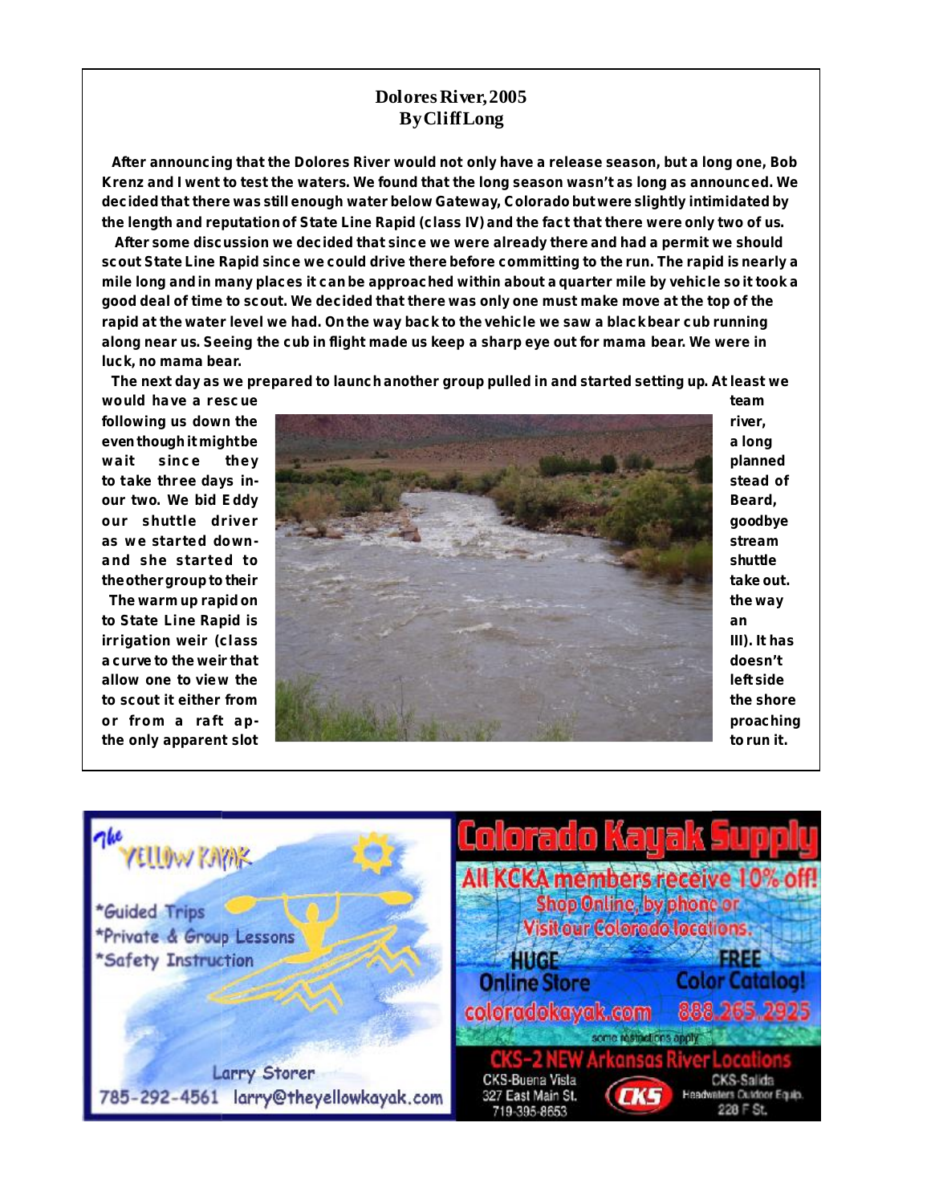**Dolores River, 2005**
**By Cliff Long**

After announcing that the Dolores River would not only have a release season, but a long one, Bob Krenz and I went to test the waters. We found that the long season wasn't as long as announced. We decided that there was still enough water below Gateway, Colorado but were slightly intimidated by the length and reputation of State Line Rapid (class IV) and the fact that there were only two of us.

After some discussion we decided that since we were already there and had a permit we should scout State Line Rapid since we could drive there before committing to the run. The rapid is nearly a mile long and in many places it can be approached within about a quarter mile by vehicle so it took a good deal of time to scout. We decided that there was only one must make move at the top of the rapid at the water level we had. On the way back to the vehicle we saw a black bear cub running along near us. Seeing the cub in flight made us keep a sharp eye out for mama bear. We were in luck, no mama bear.

The next day as we prepared to launch another group pulled in and started setting up. At least we would have a rescue team following us down the river, even though it might be a long wait since they planned to take three days instead of our two. We bid Eddy Beard, our shuttle driver goodbye as we started downstream and she started to shuttle the other group to their take out.

The warm up rapid on the way to State Line Rapid is an irrigation weir (class III). It has a curve to the weir that doesn't allow one to view the left side to scout it either from the shore or from a raft approaching the only apparent slot to run it.

The Yellow Kayak

*Guided Trips
*Private & Group Lessons
*Safety Instruction

Larry Storer
785-292-4561 larry@theyellowkayak.com

Colorado Kayak Supply

All KCKA members receive 10% off!
Shop Online, by phone or Visit our Colorado locations.
HUGE Online Store coloradokayak.com
FREE Color Catalog! 888.265.2925
some restrictions apply
CKS-2 NEW Arkansas River Locations
CKS-Buena Vista 327 East Main St. 719-395-8653
CKS-Salida Headwaters Outdoor Equip. 228 F St.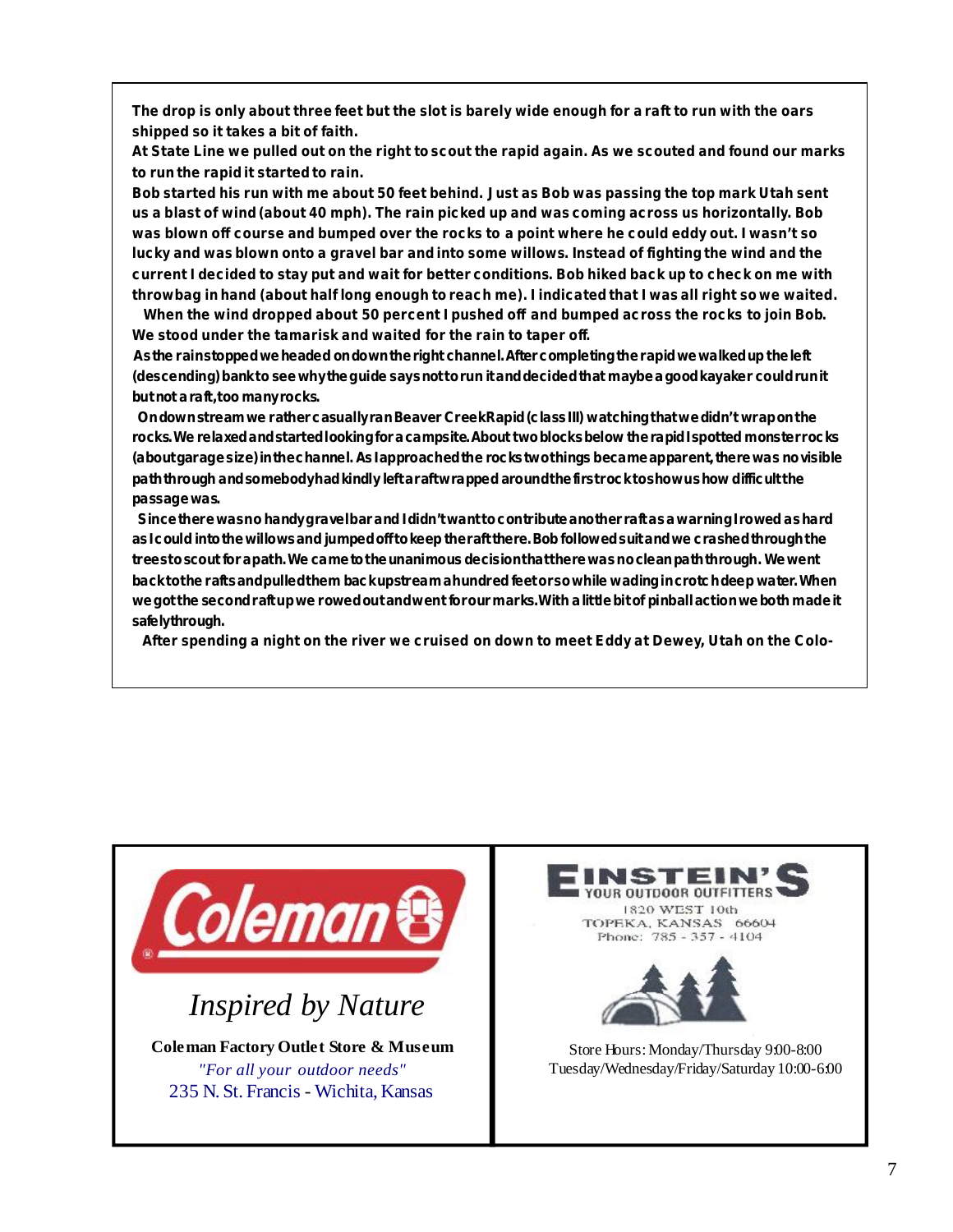**The drop is only about three feet but the slot is barely wide enough for a raft to run with the oars shipped so it takes a bit of faith.**

**At State Line we pulled out on the right to scout the rapid again. As we scouted and found our marks to run the rapid it started to rain.**

**Bob started his run with me about 50 feet behind. Just as Bob was passing the top mark Utah sent us a blast of wind (about 40 mph). The rain picked up and was coming across us horizontally. Bob was blown off course and bumped over the rocks to a point where he could eddy out. I wasn't so lucky and was blown onto a gravel bar and into some willows. Instead of fighting the wind and the current I decided to stay put and wait for better conditions. Bob hiked back up to check on me with throwbag in hand (about half long enough to reach me). I indicated that I was all right so we waited.**

**When the wind dropped about 50 percent I pushed off and bumped across the rocks to join Bob. We stood under the tamarisk and waited for the rain to taper off.**

**As the rain stopped we headed on down the right channel. After completing the rapid we walked up the left (descending) bank to see why the guide says not to run it and decided that maybe a good kayaker could run it but not a raft, too many rocks.**

**On downstream we rather casually ran Beaver Creek Rapid (class III) watching that we didn't wrap on the rocks. We relaxed and started looking for a campsite. About two blocks below the rapid I spotted monster rocks (about garage size) in the channel. As I approached the rocks two things became apparent, there was no visible path through and somebody had kindly left a raft wrapped around the first rock to show us how difficult the passage was.**

**Since there was no handy gravel bar and I didn't want to contribute another raft as a warning I rowed as hard as I could into the willows and jumped off to keep the raft there. Bob followed suit and we crashed through the trees to scout for a path. We came to the unanimous decision that there was no clean path through. We went back to the rafts and pulled them back upstream a hundred feet or so while wading in crotch deep water. When we got the second raft up we rowed out and went for our marks. With a little bit of pinball action we both made it safely through.**

**After spending a night on the river we cruised on down to meet Eddy at Dewey, Utah on the Colo-**

---

**Coleman**

*Inspired by Nature*

**Coleman Factory Outlet Store & Museum**

*"For all your outdoor needs"*

235 N. St. Francis - Wichita, Kansas

---

**EINSTEIN'S**

**YOUR OUTDOOR OUTFITTERS**

1820 WEST 10th
TOPEKA, KANSAS 66604
Phone: 785 - 357 - 4104

Store Hours: Monday/Thursday 9:00-8:00
Tuesday/Wednesday/Friday/Saturday 10:00-6:00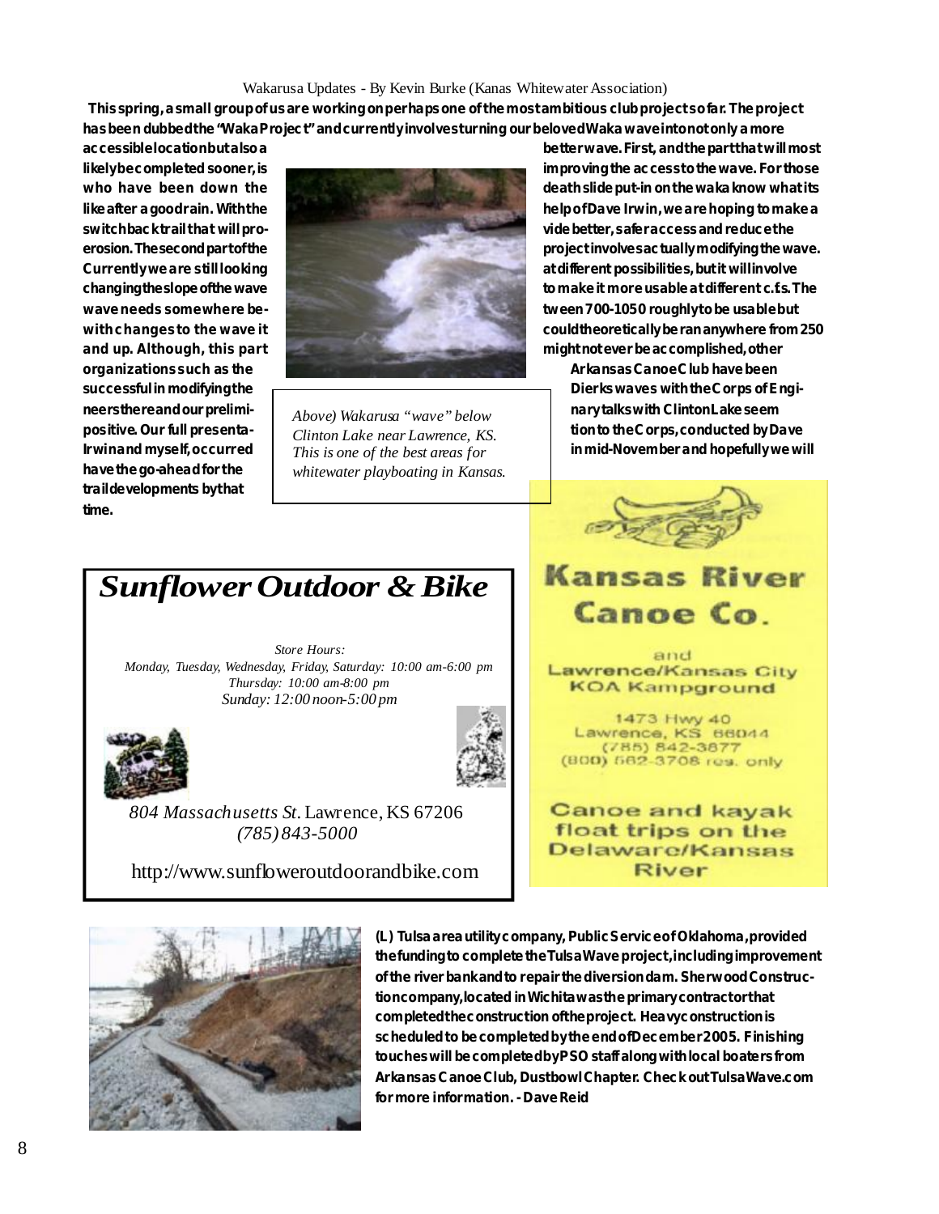Wakarusa Updates - By Kevin Burke (Kanas Whitewater Association)

**This spring, a small group of us are working on perhaps one of the most ambitious club projects so far. The project has been dubbed the "WakaProject" and currently involves turning our beloved Waka wave into not only a more accessible location but also a likely be completed sooner, is who have been down the like after a good rain. With the switchback trail that will pro- erosion. The second part of the Currently we are still looking changing the slope of the wave wave needs somewhere be- with changes to the wave it and up. Although, this part organizations such as the successful in modifying the neers there and our prelimi- positive. Our full presenta- Irwin and myself, occurred have the go-ahead for the trail developments by that time.**

*Above) Wakarusa "wave" below Clinton Lake near Lawrence, KS. This is one of the best areas for whitewater playboating in Kansas.*

**better wave. First, and the part that will most improving the access to the wave. For those death slide put-in on the waka know what its help of Dave Irwin, we are hoping to make a vide better, safer access and reduce the project involves actually modifying the wave. at different possibilities, but it will involve to make it more usable at different c.f.s. The tween 700-1050 roughly to be usable but could theoretically be ran anywhere from 250 might not ever be accomplished, other Arkansas Canoe Club have been Dierks waves with the Corps of Engi- nary talks with Clinton Lake seem tion to the Corps, conducted by Dave in mid-November and hopefully we will**

## *Sunflower Outdoor & Bike*

*Store Hours:*
*Monday, Tuesday, Wednesday, Friday, Saturday: 10:00 am-6:00 pm*
*Thursday: 10:00 am-8:00 pm*
*Sunday: 12:00 noon-5:00 pm*

*804 Massachusetts St.* Lawrence, KS 67206
*(785) 843-5000*

http://www.sunfloweroutdoorandbike.com

## Kansas River Canoe Co.

and
Lawrence/Kansas City KOA Kampground

1473 Hwy 40
Lawrence, KS 66044
(785) 842-3877
(800) 562-3708 res. only

Canoe and kayak float trips on the Delaware/Kansas River

**(L) Tulsa area utility company, Public Service of Oklahoma, provided the funding to complete the Tulsa Wave project, including improvement of the river bank and to repair the diversion dam. Sherwood Construction company, located in Wichita was the primary contractor that completed the construction of the project. Heavy construction is scheduled to be completed by the end of December 2005. Finishing touches will be completed by PSO staff along with local boaters from Arkansas Canoe Club, Dustbowl Chapter. Check out TulsaWave.com for more information. - Dave Reid**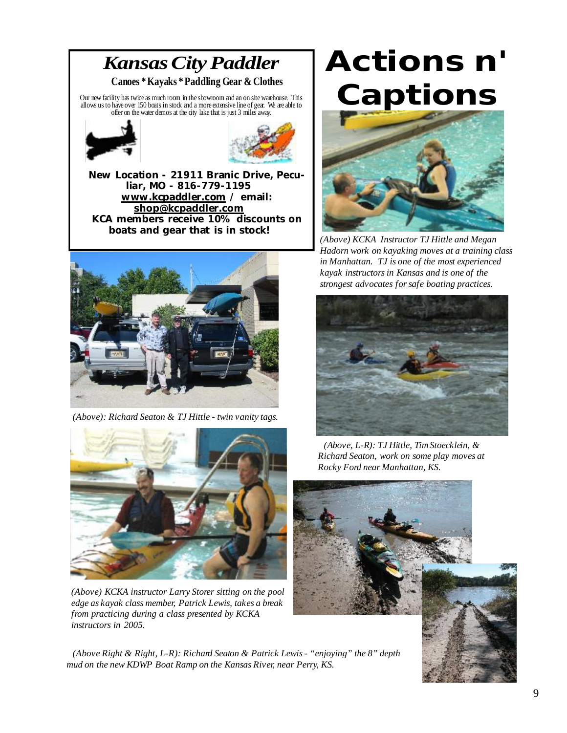# Actions n' Captions

## *Kansas City Paddler*

**Canoes * Kayaks * Paddling Gear & Clothes**

Our new facility has twice as much room in the showroom and an on site warehouse. This allows us to have over 150 boats in stock and a more extensive line of gear. We are able to offer on the water demos at the city lake that is just 3 miles away.

**New Location - 21911 Branic Drive, Peculiar, MO - 816-779-1195**
**www.kcpaddler.com / email: shop@kcpaddler.com**
**KCA members receive 10% discounts on boats and gear that is in stock!**

*(Above): Richard Seaton & TJ Hittle - twin vanity tags.*

*(Above) KCKA instructor Larry Storer sitting on the pool edge as kayak class member, Patrick Lewis, takes a break from practicing during a class presented by KCKA instructors in 2005.*

*(Above) KCKA Instructor TJ Hittle and Megan Hadorn work on kayaking moves at a training class in Manhattan. TJ is one of the most experienced kayak instructors in Kansas and is one of the strongest advocates for safe boating practices.*

*(Above, L-R): TJ Hittle, Tim Stoecklein, & Richard Seaton, work on some play moves at Rocky Ford near Manhattan, KS.*

*(Above Right & Right, L-R): Richard Seaton & Patrick Lewis - "enjoying" the 8" depth mud on the new KDWP Boat Ramp on the Kansas River, near Perry, KS.*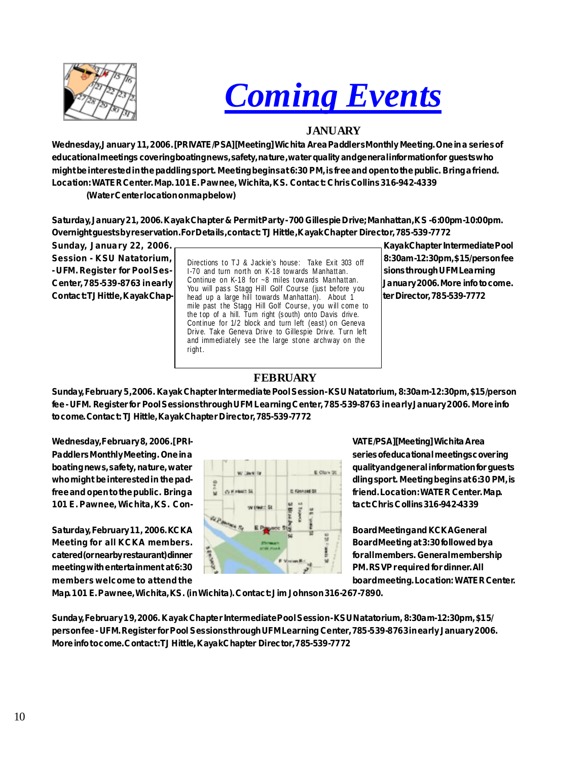# *Coming Events*

## JANUARY

**Wednesday, January 11, 2006. [PRIVATE/PSA][Meeting] Wichita Area Paddlers Monthly Meeting. One in a series of educational meetings covering boating news, safety, nature, water quality and general information for guests who might be interested in the paddling sport. Meeting begins at 6:30 PM, is free and open to the public. Bring a friend. Location: WATER Center. Map. 101 E. Pawnee, Wichita, KS. Contact: Chris Collins 316-942-4339**

**(Water Center location on map below)**

**Saturday, January 21, 2006. Kayak Chapter & Permit Party - 700 Gillespie Drive; Manhattan, KS - 6:00pm-10:00pm. Overnight guests by reservation. For Details, contact: TJ Hittle, Kayak Chapter Director, 785-539-7772**

Directions to TJ & Jackie's house: Take Exit 303 off I-70 and turn north on K-18 towards Manhattan. Continue on K-18 for ~8 miles towards Manhattan. You will pass Stagg Hill Golf Course (just before you head up a large hill towards Manhattan). About 1 mile past the Stagg Hill Golf Course, you will come to the top of a hill. Turn right (south) onto Davis drive. Continue for 1/2 block and turn left (east) on Geneva Drive. Take Geneva Drive to Gillespie Drive. Turn left and immediately see the large stone archway on the right.

**Sunday, January 22, 2006. Kayak Chapter Intermediate Pool Session - KSU Natatorium, 8:30am-12:30pm, $15/person fee - UFM. Register for Pool Sessions through UFM Learning Center, 785-539-8763 in early January 2006. More info to come. Contact: TJ Hittle, Kayak Chapter Director, 785-539-7772**

## FEBRUARY

**Sunday, February 5, 2006. Kayak Chapter Intermediate Pool Session - KSU Natatorium, 8:30am-12:30pm, $15/person fee - UFM. Register for Pool Sessions through UFM Learning Center, 785-539-8763 in early January 2006. More info to come. Contact: TJ Hittle, Kayak Chapter Director, 785-539-7772**

**Wednesday, February 8, 2006. [PRIVATE/PSA][Meeting] Wichita Area Paddlers Monthly Meeting. One in a series of educational meetings covering boating news, safety, nature, water quality and general information for guests who might be interested in the paddling sport. Meeting begins at 6:30 PM, is free and open to the public. Bring a friend. Location: WATER Center. Map. 101 E. Pawnee, Wichita, KS. Contact: Chris Collins 316-942-4339**

**Saturday, February 11, 2006. KCKA Board Meeting and KCKA General Meeting for all KCKA members. Board Meeting at 3:30 followed by a catered (or nearby restaurant) dinner for all members. General membership meeting with entertainment at 6:30 PM. RSVP required for dinner. All members welcome to attend the board meeting. Location: WATER Center. Map. 101 E. Pawnee, Wichita, KS. (in Wichita). Contact: Jim Johnson 316-267-7890.**

**Sunday, February 19, 2006. Kayak Chapter Intermediate Pool Session - KSU Natatorium, 8:30am-12:30pm, $15/person fee - UFM. Register for Pool Sessions through UFM Learning Center, 785-539-8763 in early January 2006. More info to come. Contact: TJ Hittle, Kayak Chapter Director, 785-539-7772**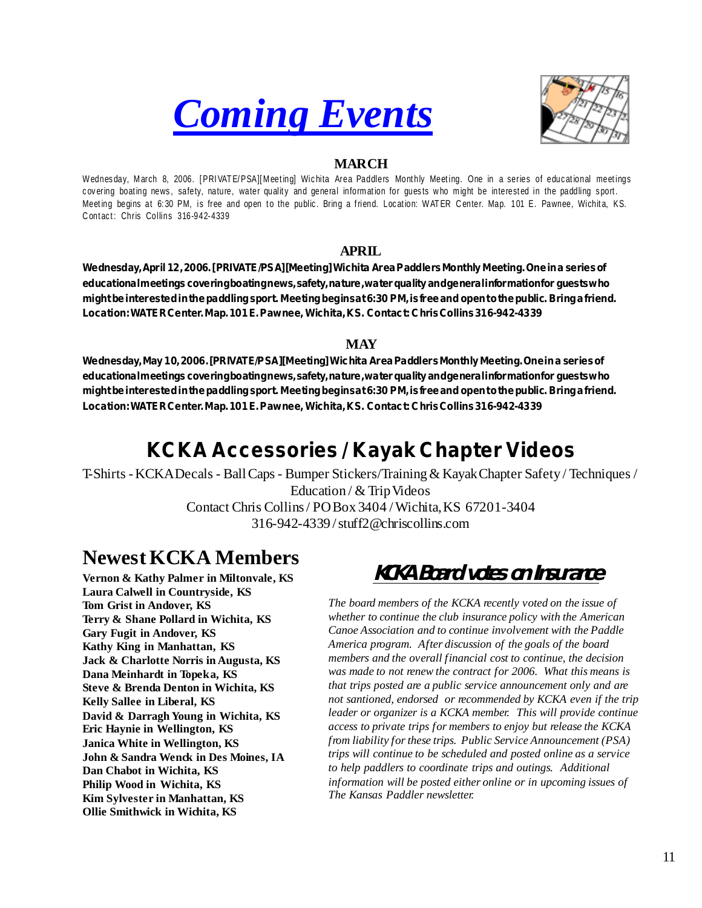# *Coming Events*

### MARCH

Wednesday, March 8, 2006. [PRIVATE/PSA][Meeting] Wichita Area Paddlers Monthly Meeting. One in a series of educational meetings covering boating news, safety, nature, water quality and general information for guests who might be interested in the paddling sport. Meeting begins at 6:30 PM, is free and open to the public. Bring a friend. Location: WATER Center. Map. 101 E. Pawnee, Wichita, KS. Contact: Chris Collins 316-942-4339

### APRIL

**Wednesday, April 12, 2006. [PRIVATE/PSA][Meeting] Wichita Area Paddlers Monthly Meeting. One in a series of educational meetings covering boating news, safety, nature, water quality and general information for guests who might be interested in the paddling sport. Meeting begins at 6:30 PM, is free and open to the public. Bring a friend. Location: WATER Center. Map. 101 E. Pawnee, Wichita, KS. Contact: Chris Collins 316-942-4339**

### MAY

**Wednesday, May 10, 2006. [PRIVATE/PSA][Meeting] Wichita Area Paddlers Monthly Meeting. One in a series of educational meetings covering boating news, safety, nature, water quality and general information for guests who might be interested in the paddling sport. Meeting begins at 6:30 PM, is free and open to the public. Bring a friend. Location: WATER Center. Map. 101 E. Pawnee, Wichita, KS. Contact: Chris Collins 316-942-4339**

## KCKA Accessories / Kayak Chapter Videos

T-Shirts - KCKA Decals - Ball Caps - Bumper Stickers/Training & Kayak Chapter Safety / Techniques / Education / & Trip Videos
Contact Chris Collins / PO Box 3404 / Wichita, KS 67201-3404
316-942-4339 / stuff2@chriscollins.com

## Newest KCKA Members

**Vernon & Kathy Palmer in Miltonvale, KS**
**Laura Calwell in Countryside, KS**
**Tom Grist in Andover, KS**
**Terry & Shane Pollard in Wichita, KS**
**Gary Fugit in Andover, KS**
**Kathy King in Manhattan, KS**
**Jack & Charlotte Norris in Augusta, KS**
**Dana Meinhardt in Topeka, KS**
**Steve & Brenda Denton in Wichita, KS**
**Kelly Sallee in Liberal, KS**
**David & Darragh Young in Wichita, KS**
**Eric Haynie in Wellington, KS**
**Janica White in Wellington, KS**
**John & Sandra Wenck in Des Moines, IA**
**Dan Chabot in Wichita, KS**
**Philip Wood in Wichita, KS**
**Kim Sylvester in Manhattan, KS**
**Ollie Smithwick in Wichita, KS**

## *KCKA Board votes on Insurance*

*The board members of the KCKA recently voted on the issue of whether to continue the club insurance policy with the American Canoe Association and to continue involvement with the Paddle America program. After discussion of the goals of the board members and the overall financial cost to continue, the decision was made to not renew the contract for 2006. What this means is that trips posted are a public service announcement only and are not santioned, endorsed or recommended by KCKA even if the trip leader or organizer is a KCKA member. This will provide continue access to private trips for members to enjoy but release the KCKA from liability for these trips. Public Service Announcement (PSA) trips will continue to be scheduled and posted online as a service to help paddlers to coordinate trips and outings. Additional information will be posted either online or in upcoming issues of The Kansas Paddler newsletter.*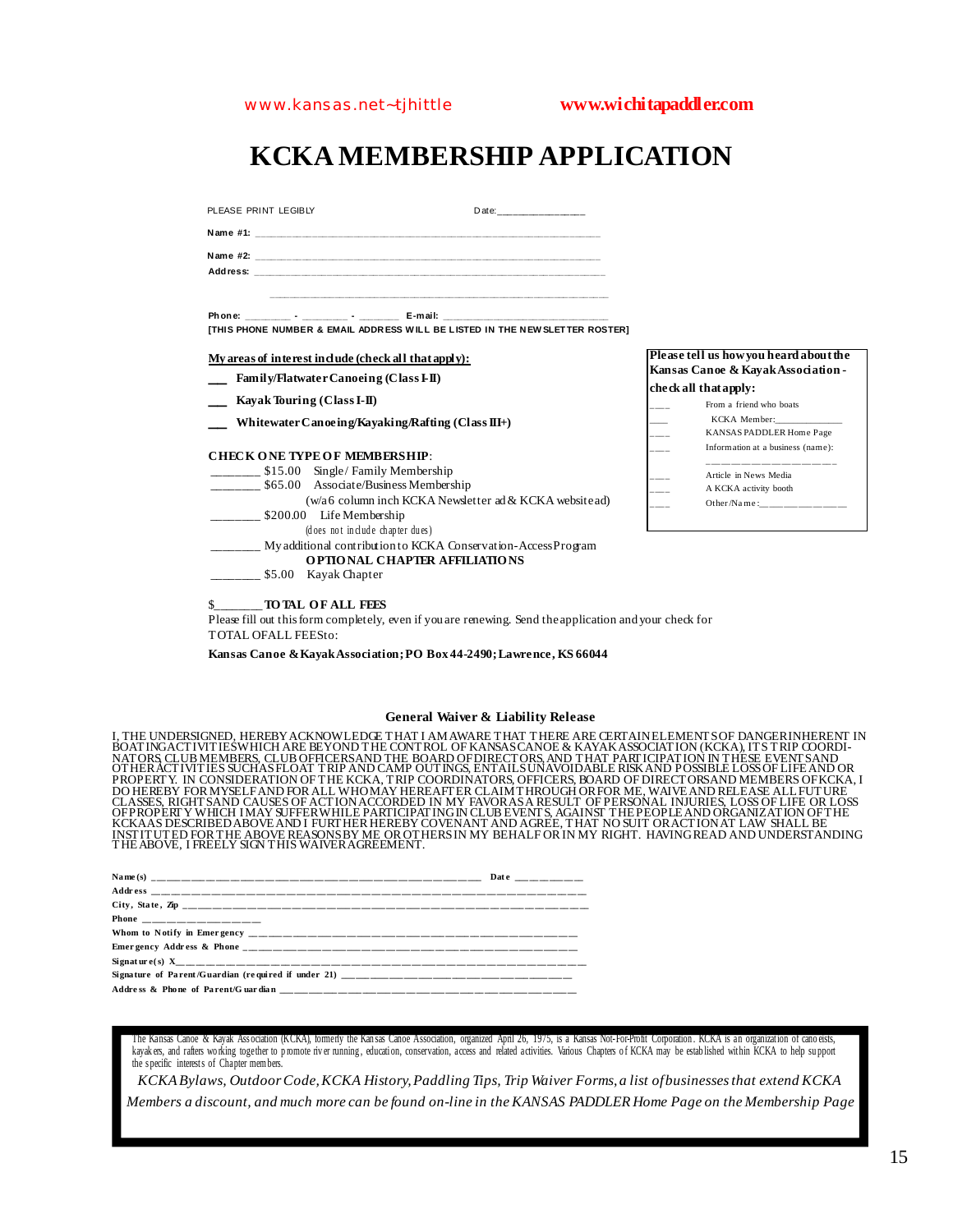www.kansas.net~tjhittle **www.wichitapaddler.com**

# KCKA MEMBERSHIP APPLICATION

PLEASE PRINT LEGIBLY Date:________________

**Name #1:** ____________________________________________________________

**Name #2:** ____________________________________________________________

**Address:** ____________________________________________________________

____________________________________________________________

**Phone:** ________ - ________ - _______ **E-mail:** ____________________________

**[THIS PHONE NUMBER & EMAIL ADDRESS WILL BE LISTED IN THE NEWSLETTER ROSTER]**

**My areas of interest include (check all that apply):**

- ___ **Family/Flatwater Canoeing (Class I-II)**
- ___ **Kayak Touring (Class I-II)**
- ___ **Whitewater Canoeing/Kayaking/Rafting (Class III+)**

**CHECK ONE TYPE OF MEMBERSHIP:**

________ $15.00 Single/ Family Membership
________ $65.00 Associate/Business Membership
(w/a 6 column inch KCKA Newsletter ad & KCKA website ad)
________ $200.00 Life Membership
(does not include chapter dues)
________ My additional contribution to KCKA Conservation-Access Program

**OPTIONAL CHAPTER AFFILIATIONS**

________ $5.00 Kayak Chapter

$_______ **TOTAL OF ALL FEES**

Please fill out this form completely, even if you are renewing. Send the application and your check for TOTAL OF ALL FEES to:

**Kansas Canoe & Kayak Association; PO Box 44-2490; Lawrence, KS 66044**

**Please tell us how you heard about the Kansas Canoe & Kayak Association - check all that apply:**

- ___ From a friend who boats
- ___ KCKA Member:_____________
- ___ KANSAS PADDLER Home Page
- ___ Information at a business (name): ____________________
- ___ Article in News Media
- ___ A KCKA activity booth
- ___ Other/Name:_______________

### General Waiver & Liability Release

I, THE UNDERSIGNED, HEREBY ACKNOWLEDGE THAT I AM AWARE THAT THERE ARE CERTAIN ELEMENTS OF DANGER INHERENT IN BOATING ACTIVITIES WHICH ARE BEYOND THE CONTROL OF KANSAS CANOE & KAYAK ASSOCIATION (KCKA), ITS TRIP COORDINATORS, CLUB MEMBERS, CLUB OFFICERS AND THE BOARD OF DIRECTORS, AND THAT PARTICIPATION IN THESE EVENTS AND OTHER ACTIVITIES SUCH AS FLOAT TRIP AND CAMP OUTINGS, ENTAILS UNAVOIDABLE RISK AND POSSIBLE LOSS OF LIFE AND OR PROPERTY. IN CONSIDERATION OF THE KCKA, TRIP COORDINATORS, OFFICERS, BOARD OF DIRECTORS AND MEMBERS OF KCKA, I DO HEREBY FOR MYSELF AND FOR ALL WHO MAY HEREAFTER CLAIM THROUGH OR FOR ME, WAIVE AND RELEASE ALL FUTURE CLASSES, RIGHTS AND CAUSES OF ACTION ACCORDED IN MY FAVOR AS A RESULT OF PERSONAL INJURIES, LOSS OF LIFE OR LOSS OF PROPERTY WHICH I MAY SUFFER WHILE PARTICIPATING IN CLUB EVENTS, AGAINST THE PEOPLE AND ORGANIZATION OF THE KCKA AS DESCRIBED ABOVE AND I FURTHER HEREBY COVENANT AND AGREE, THAT NO SUIT OR ACTION AT LAW SHALL BE INSTITUTED FOR THE ABOVE REASONS BY ME OR OTHERS IN MY BEHALF OR IN MY RIGHT. HAVING READ AND UNDERSTANDING THE ABOVE, I FREELY SIGN THIS WAIVER AGREEMENT.

**Name(s)** ____________________________________________ **Date** __________

**Address** ____________________________________________________________

**City, State, Zip** ____________________________________________________

**Phone** ____________________

**Whom to Notify in Emergency** ____________________________________________

**Emergency Address & Phone** _____________________________________________

**Signature(s) X**_______________________________________________________

**Signature of Parent/Guardian (required if under 21)** ___________________________

**Address & Phone of Parent/Guardian** _______________________________________

The Kansas Canoe & Kayak Association (KCKA), formerly the Kansas Canoe Association, organized April 26, 1975, is a Kansas Not-For-Profit Corporation. KCKA is an organization of canoeists, kayakers, and rafters working together to promote river running, education, conservation, access and related activities. Various Chapters of KCKA may be established within KCKA to help support the specific interests of Chapter members.

*KCKA Bylaws, Outdoor Code, KCKA History, Paddling Tips, Trip Waiver Forms, a list of businesses that extend KCKA Members a discount, and much more can be found on-line in the KANSAS PADDLER Home Page on the Membership Page*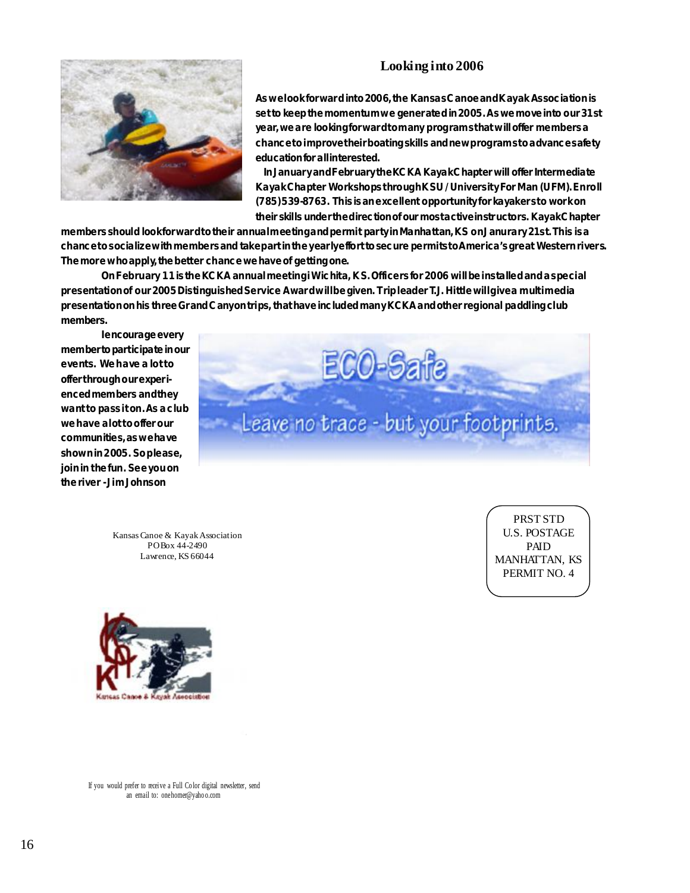## Looking into 2006

As we look forward into 2006, the Kansas Canoe and Kayak Association is set to keep the momentum we generated in 2005. As we move into our 31st year, we are looking forward to many programs that will offer members a chance to improve their boating skills and new programs to advance safety education for all interested.

In January and February the KCKA Kayak Chapter will offer Intermediate Kayak Chapter Workshops through KSU / University For Man (UFM). Enroll (785)539-8763. This is an excellent opportunity for kayakers to work on their skills under the direction of our most active instructors. Kayak Chapter members should look forward to their annual meeting and permit party in Manhattan, KS on Janurary 21st. This is a chance to socialize with members and take part in the yearly effort to secure permits to America's great Western rivers. The more who apply, the better chance we have of getting one.

On February 11 is the KCKA annual meeting i Wichita, KS. Officers for 2006 will be installed and a special presentation of our 2005 Distinguished Service Award will be given. Trip leader T.J. Hittle will give a multimedia presentation on his three Grand Canyon trips, that have included many KCKA and other regional paddling club members.

I encourage every member to participate in our events. We have a lot to offer through our experienced members and they want to pass it on. As a club we have a lot to offer our communities, as we have shown in 2005. So please, join in the fun. See you on the river -Jim Johnson

ECO-Safe

Leave no trace - but your footprints.

Kansas Canoe & Kayak Association
PO Box 44-2490
Lawrence, KS 66044

PRST STD
U.S. POSTAGE
PAID
MANHATTAN, KS
PERMIT NO. 4

Kansas Canoe & Kayak Association

If you would prefer to receive a Full Color digital newsletter, send an email to: onehomer@yahoo.com